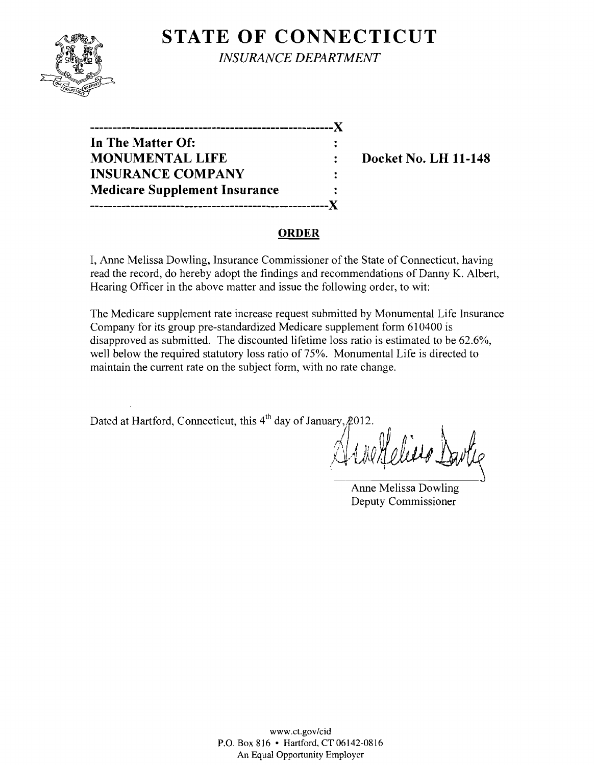# STATE OF CONNECTICUT

*INSURANCE DEPARTMENT*

------------------------------------------------------X

**In The Matter Of:** :

**MONUMENTAL LIFE** : **Docket No. LH 11-148**

**INSURANCE COMPANY** :

**Medicare Supplement Insurance** :

------------------------------------------------------X

## ORDER

I, Anne Melissa Dowling, Insurance Commissioner of the State of Connecticut, having read the record, do hereby adopt the findings and recommendations of Danny K. Albert, Hearing Officer in the above matter and issue the following order, to wit:

The Medicare supplement rate increase request submitted by Monumental Life Insurance Company for its group pre-standardized Medicare supplement form 610400 is disapproved as submitted. The discounted lifetime loss ratio is estimated to be 62.6%, well below the required statutory loss ratio of 75%. Monumental Life is directed to maintain the current rate on the subject form, with no rate change.

Dated at Hartford, Connecticut, this 4th day of January, 2012.

Anne Melissa Dowling
Deputy Commissioner

www.ct.gov/cid
P.O. Box 816 • Hartford, CT 06142-0816
An Equal Opportunity Employer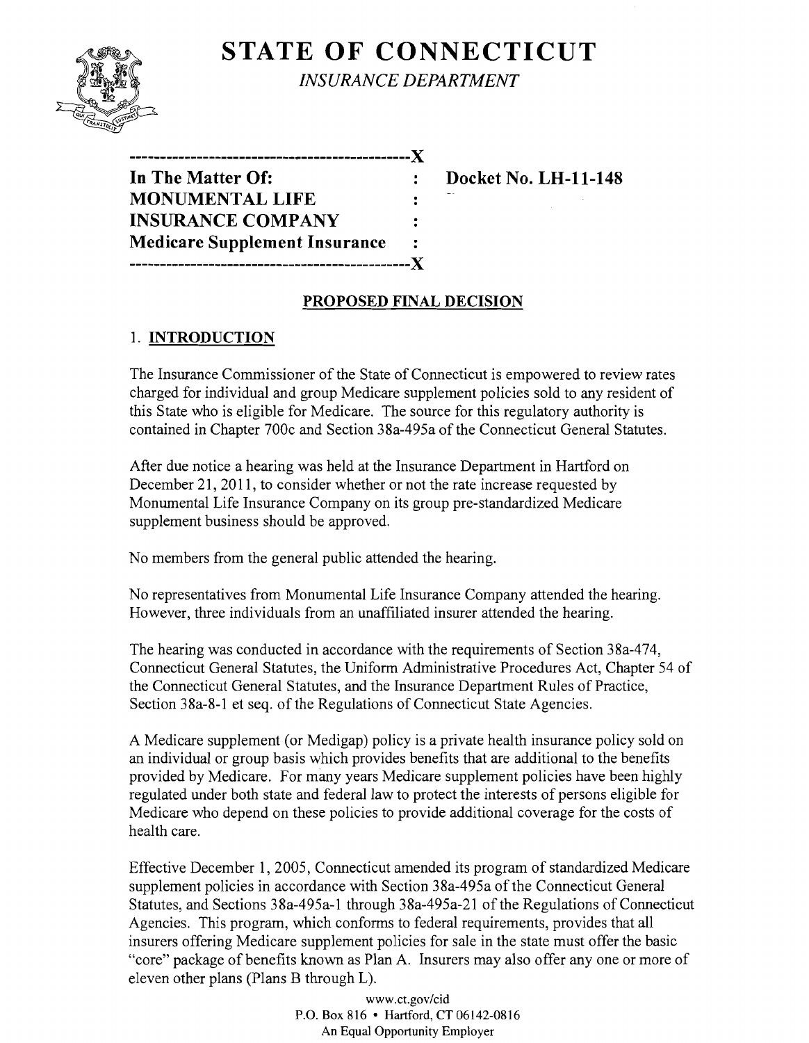# STATE OF CONNECTICUT

*INSURANCE DEPARTMENT*

```
----------------------------------------------X
In The Matter Of:                             :    Docket No. LH-11-148
MONUMENTAL LIFE                               :
INSURANCE COMPANY                             :
Medicare Supplement Insurance                 :
----------------------------------------------X
```

## PROPOSED FINAL DECISION

### 1. INTRODUCTION

The Insurance Commissioner of the State of Connecticut is empowered to review rates charged for individual and group Medicare supplement policies sold to any resident of this State who is eligible for Medicare. The source for this regulatory authority is contained in Chapter 700c and Section 38a-495a of the Connecticut General Statutes.

After due notice a hearing was held at the Insurance Department in Hartford on December 21, 2011, to consider whether or not the rate increase requested by Monumental Life Insurance Company on its group pre-standardized Medicare supplement business should be approved.

No members from the general public attended the hearing.

No representatives from Monumental Life Insurance Company attended the hearing. However, three individuals from an unaffiliated insurer attended the hearing.

The hearing was conducted in accordance with the requirements of Section 38a-474, Connecticut General Statutes, the Uniform Administrative Procedures Act, Chapter 54 of the Connecticut General Statutes, and the Insurance Department Rules of Practice, Section 38a-8-1 et seq. of the Regulations of Connecticut State Agencies.

A Medicare supplement (or Medigap) policy is a private health insurance policy sold on an individual or group basis which provides benefits that are additional to the benefits provided by Medicare. For many years Medicare supplement policies have been highly regulated under both state and federal law to protect the interests of persons eligible for Medicare who depend on these policies to provide additional coverage for the costs of health care.

Effective December 1, 2005, Connecticut amended its program of standardized Medicare supplement policies in accordance with Section 38a-495a of the Connecticut General Statutes, and Sections 38a-495a-1 through 38a-495a-21 of the Regulations of Connecticut Agencies. This program, which conforms to federal requirements, provides that all insurers offering Medicare supplement policies for sale in the state must offer the basic "core" package of benefits known as Plan A. Insurers may also offer any one or more of eleven other plans (Plans B through L).

www.ct.gov/cid
P.O. Box 816 • Hartford, CT 06142-0816
An Equal Opportunity Employer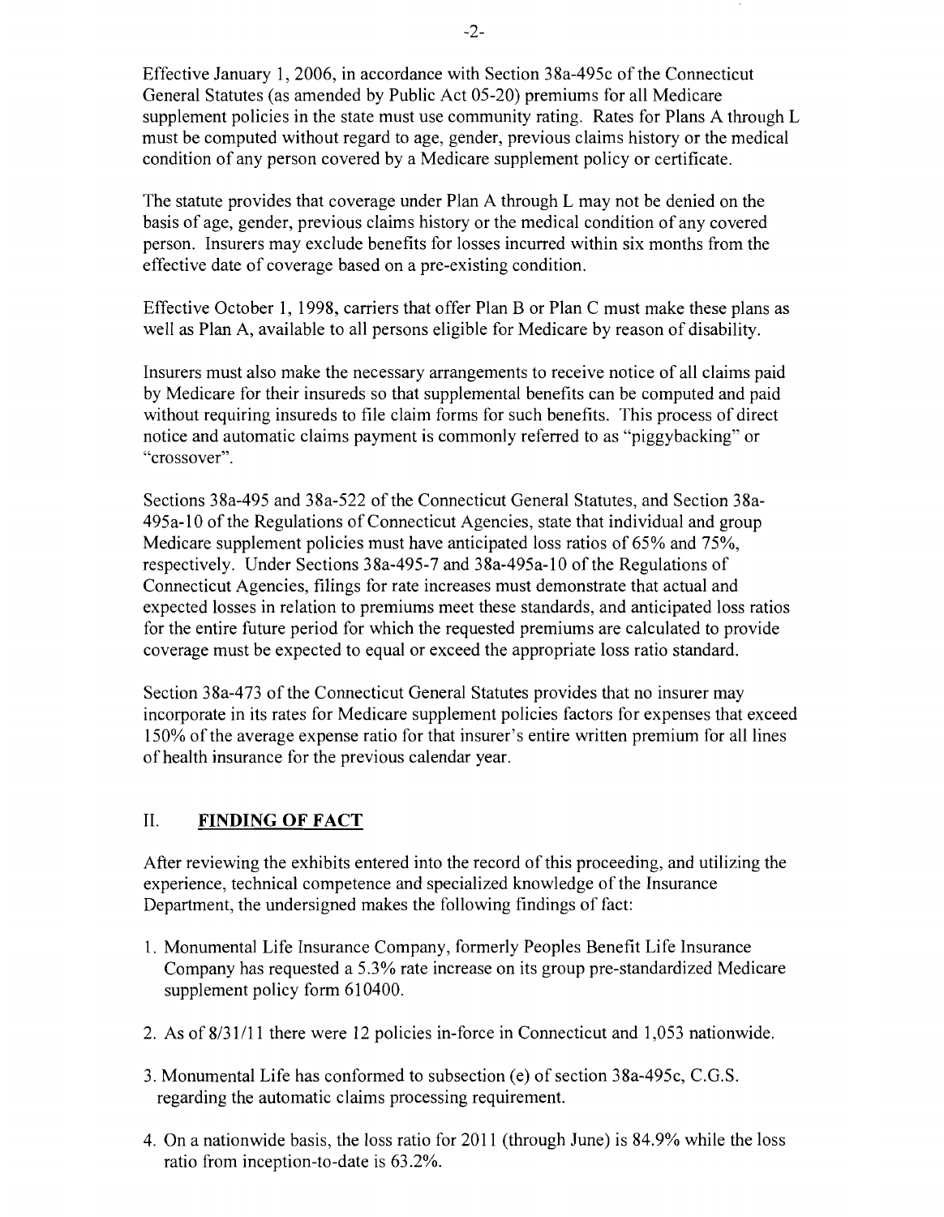Effective January 1, 2006, in accordance with Section 38a-495c of the Connecticut General Statutes (as amended by Public Act 05-20) premiums for all Medicare supplement policies in the state must use community rating. Rates for Plans A through L must be computed without regard to age, gender, previous claims history or the medical condition of any person covered by a Medicare supplement policy or certificate.

The statute provides that coverage under Plan A through L may not be denied on the basis of age, gender, previous claims history or the medical condition of any covered person. Insurers may exclude benefits for losses incurred within six months from the effective date of coverage based on a pre-existing condition.

Effective October 1, 1998, carriers that offer Plan B or Plan C must make these plans as well as Plan A, available to all persons eligible for Medicare by reason of disability.

Insurers must also make the necessary arrangements to receive notice of all claims paid by Medicare for their insureds so that supplemental benefits can be computed and paid without requiring insureds to file claim forms for such benefits. This process of direct notice and automatic claims payment is commonly referred to as "piggybacking" or "crossover".

Sections 38a-495 and 38a-522 of the Connecticut General Statutes, and Section 38a-495a-10 of the Regulations of Connecticut Agencies, state that individual and group Medicare supplement policies must have anticipated loss ratios of 65% and 75%, respectively. Under Sections 38a-495-7 and 38a-495a-10 of the Regulations of Connecticut Agencies, filings for rate increases must demonstrate that actual and expected losses in relation to premiums meet these standards, and anticipated loss ratios for the entire future period for which the requested premiums are calculated to provide coverage must be expected to equal or exceed the appropriate loss ratio standard.

Section 38a-473 of the Connecticut General Statutes provides that no insurer may incorporate in its rates for Medicare supplement policies factors for expenses that exceed 150% of the average expense ratio for that insurer's entire written premium for all lines of health insurance for the previous calendar year.

## II. **FINDING OF FACT**

After reviewing the exhibits entered into the record of this proceeding, and utilizing the experience, technical competence and specialized knowledge of the Insurance Department, the undersigned makes the following findings of fact:

1. Monumental Life Insurance Company, formerly Peoples Benefit Life Insurance Company has requested a 5.3% rate increase on its group pre-standardized Medicare supplement policy form 610400.
2. As of 8/31/11 there were 12 policies in-force in Connecticut and 1,053 nationwide.
3. Monumental Life has conformed to subsection (e) of section 38a-495c, C.G.S. regarding the automatic claims processing requirement.
4. On a nationwide basis, the loss ratio for 2011 (through June) is 84.9% while the loss ratio from inception-to-date is 63.2%.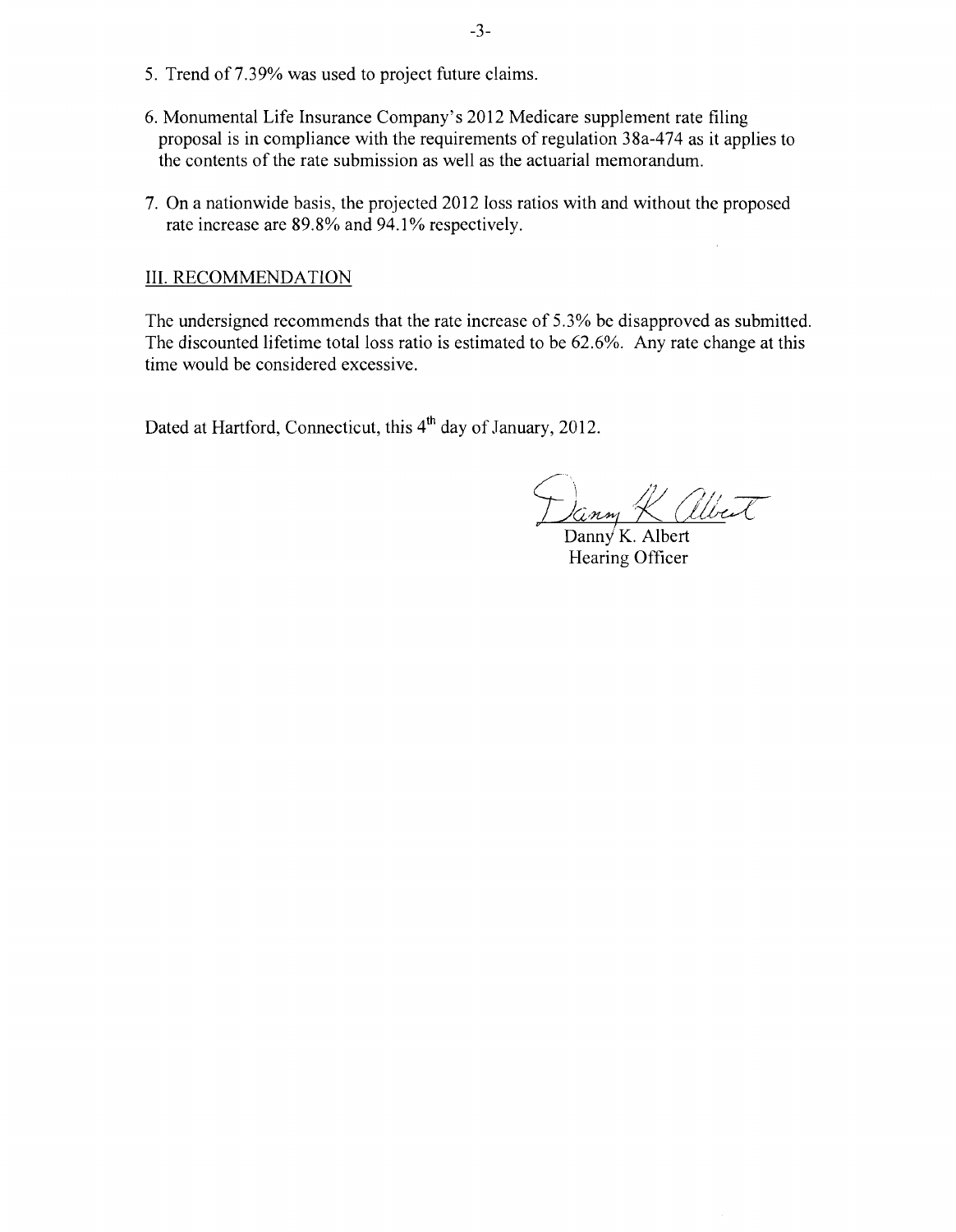5. Trend of 7.39% was used to project future claims.

6. Monumental Life Insurance Company's 2012 Medicare supplement rate filing proposal is in compliance with the requirements of regulation 38a-474 as it applies to the contents of the rate submission as well as the actuarial memorandum.

7. On a nationwide basis, the projected 2012 loss ratios with and without the proposed rate increase are 89.8% and 94.1% respectively.

## III. RECOMMENDATION

The undersigned recommends that the rate increase of 5.3% be disapproved as submitted. The discounted lifetime total loss ratio is estimated to be 62.6%. Any rate change at this time would be considered excessive.

Dated at Hartford, Connecticut, this 4th day of January, 2012.

Danny K. Albert
Hearing Officer